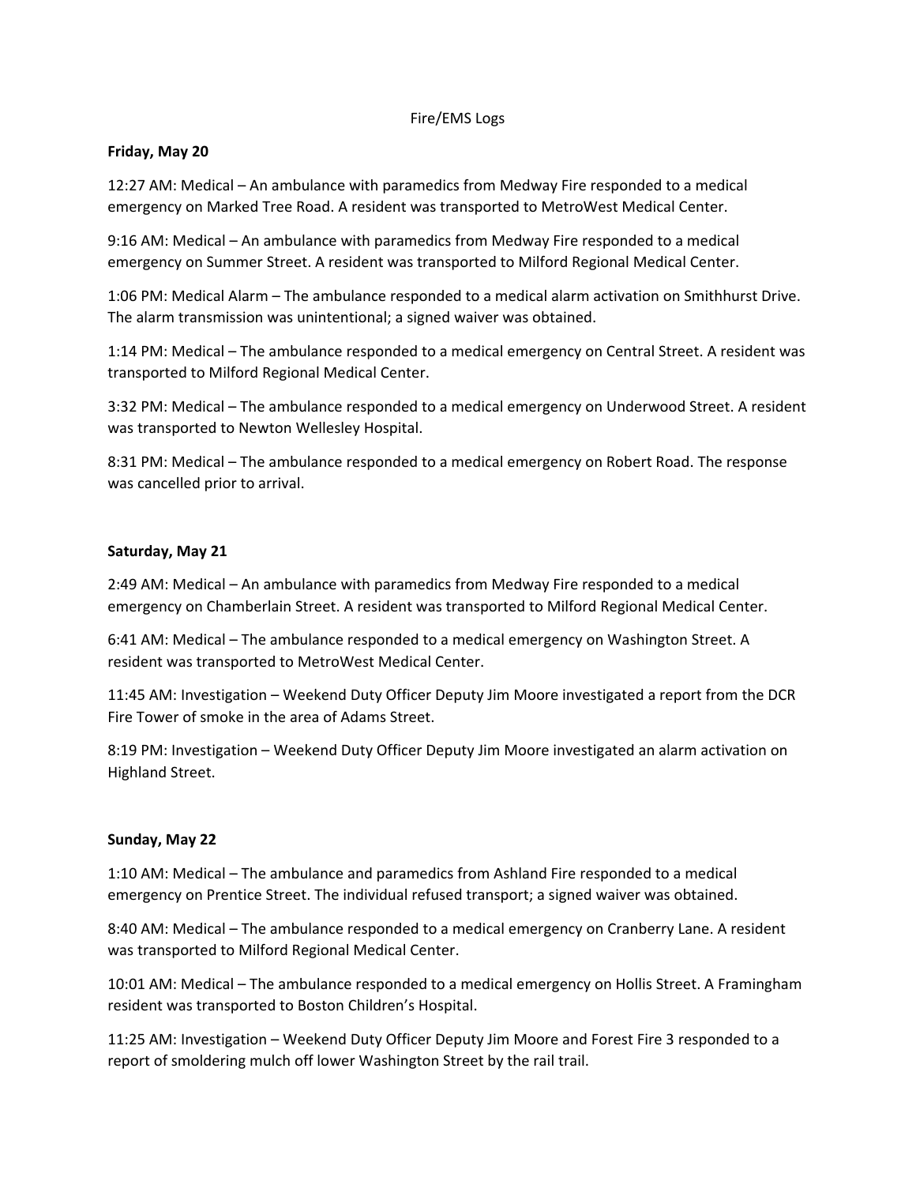# Fire/EMS Logs

**Friday, May 20**

12:27 AM: Medical – An ambulance with paramedics from Medway Fire responded to a medical emergency on Marked Tree Road. A resident was transported to MetroWest Medical Center.

9:16 AM: Medical – An ambulance with paramedics from Medway Fire responded to a medical emergency on Summer Street. A resident was transported to Milford Regional Medical Center.

1:06 PM: Medical Alarm – The ambulance responded to a medical alarm activation on Smithhurst Drive. The alarm transmission was unintentional; a signed waiver was obtained.

1:14 PM: Medical – The ambulance responded to a medical emergency on Central Street. A resident was transported to Milford Regional Medical Center.

3:32 PM: Medical – The ambulance responded to a medical emergency on Underwood Street. A resident was transported to Newton Wellesley Hospital.

8:31 PM: Medical – The ambulance responded to a medical emergency on Robert Road. The response was cancelled prior to arrival.

**Saturday, May 21**

2:49 AM: Medical – An ambulance with paramedics from Medway Fire responded to a medical emergency on Chamberlain Street. A resident was transported to Milford Regional Medical Center.

6:41 AM: Medical – The ambulance responded to a medical emergency on Washington Street. A resident was transported to MetroWest Medical Center.

11:45 AM: Investigation – Weekend Duty Officer Deputy Jim Moore investigated a report from the DCR Fire Tower of smoke in the area of Adams Street.

8:19 PM: Investigation – Weekend Duty Officer Deputy Jim Moore investigated an alarm activation on Highland Street.

**Sunday, May 22**

1:10 AM: Medical – The ambulance and paramedics from Ashland Fire responded to a medical emergency on Prentice Street. The individual refused transport; a signed waiver was obtained.

8:40 AM: Medical – The ambulance responded to a medical emergency on Cranberry Lane. A resident was transported to Milford Regional Medical Center.

10:01 AM: Medical – The ambulance responded to a medical emergency on Hollis Street. A Framingham resident was transported to Boston Children's Hospital.

11:25 AM: Investigation – Weekend Duty Officer Deputy Jim Moore and Forest Fire 3 responded to a report of smoldering mulch off lower Washington Street by the rail trail.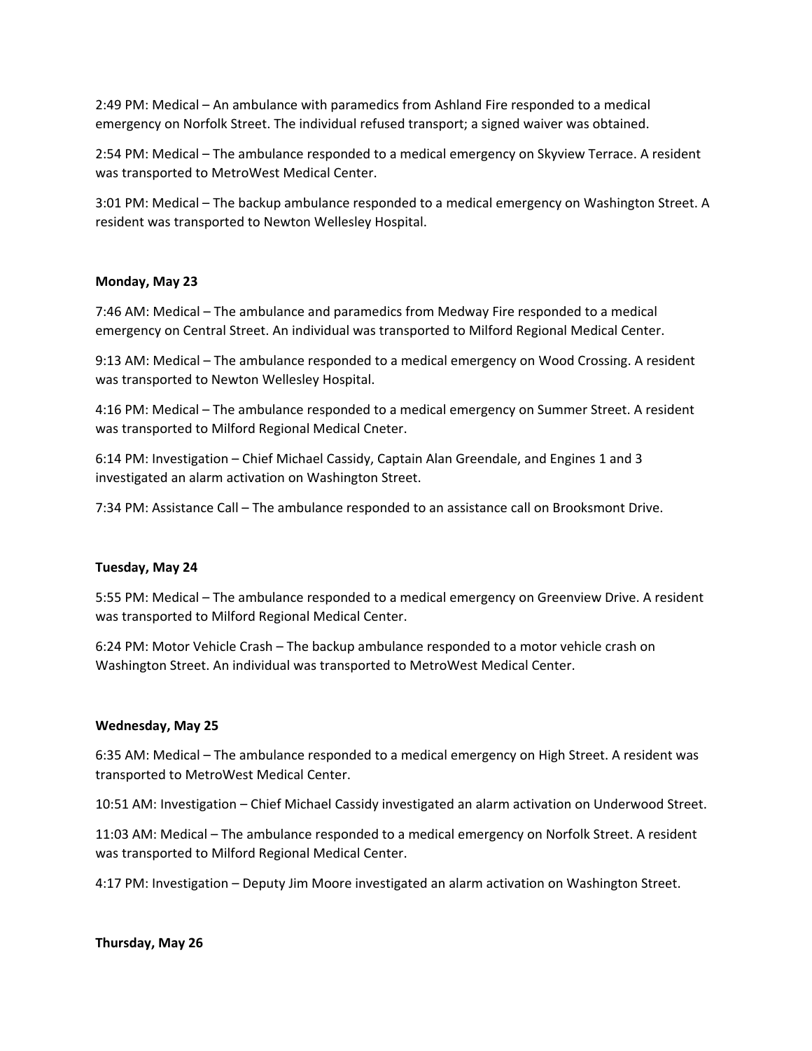2:49 PM: Medical – An ambulance with paramedics from Ashland Fire responded to a medical emergency on Norfolk Street. The individual refused transport; a signed waiver was obtained.

2:54 PM: Medical – The ambulance responded to a medical emergency on Skyview Terrace. A resident was transported to MetroWest Medical Center.

3:01 PM: Medical – The backup ambulance responded to a medical emergency on Washington Street. A resident was transported to Newton Wellesley Hospital.

**Monday, May 23**

7:46 AM: Medical – The ambulance and paramedics from Medway Fire responded to a medical emergency on Central Street. An individual was transported to Milford Regional Medical Center.

9:13 AM: Medical – The ambulance responded to a medical emergency on Wood Crossing. A resident was transported to Newton Wellesley Hospital.

4:16 PM: Medical – The ambulance responded to a medical emergency on Summer Street. A resident was transported to Milford Regional Medical Cneter.

6:14 PM: Investigation – Chief Michael Cassidy, Captain Alan Greendale, and Engines 1 and 3 investigated an alarm activation on Washington Street.

7:34 PM: Assistance Call – The ambulance responded to an assistance call on Brooksmont Drive.

**Tuesday, May 24**

5:55 PM: Medical – The ambulance responded to a medical emergency on Greenview Drive. A resident was transported to Milford Regional Medical Center.

6:24 PM: Motor Vehicle Crash – The backup ambulance responded to a motor vehicle crash on Washington Street. An individual was transported to MetroWest Medical Center.

**Wednesday, May 25**

6:35 AM: Medical – The ambulance responded to a medical emergency on High Street. A resident was transported to MetroWest Medical Center.

10:51 AM: Investigation – Chief Michael Cassidy investigated an alarm activation on Underwood Street.

11:03 AM: Medical – The ambulance responded to a medical emergency on Norfolk Street. A resident was transported to Milford Regional Medical Center.

4:17 PM: Investigation – Deputy Jim Moore investigated an alarm activation on Washington Street.

**Thursday, May 26**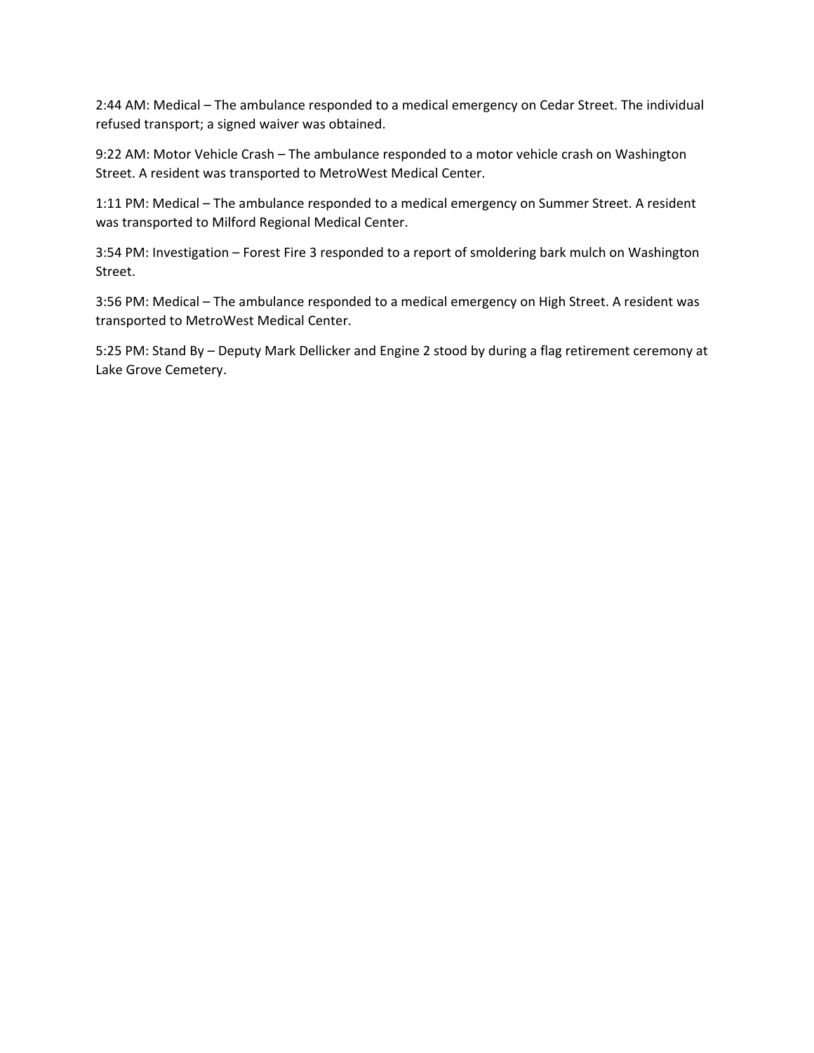2:44 AM: Medical – The ambulance responded to a medical emergency on Cedar Street. The individual refused transport; a signed waiver was obtained.

9:22 AM: Motor Vehicle Crash – The ambulance responded to a motor vehicle crash on Washington Street. A resident was transported to MetroWest Medical Center.

1:11 PM: Medical – The ambulance responded to a medical emergency on Summer Street. A resident was transported to Milford Regional Medical Center.

3:54 PM: Investigation – Forest Fire 3 responded to a report of smoldering bark mulch on Washington Street.

3:56 PM: Medical – The ambulance responded to a medical emergency on High Street. A resident was transported to MetroWest Medical Center.

5:25 PM: Stand By – Deputy Mark Dellicker and Engine 2 stood by during a flag retirement ceremony at Lake Grove Cemetery.